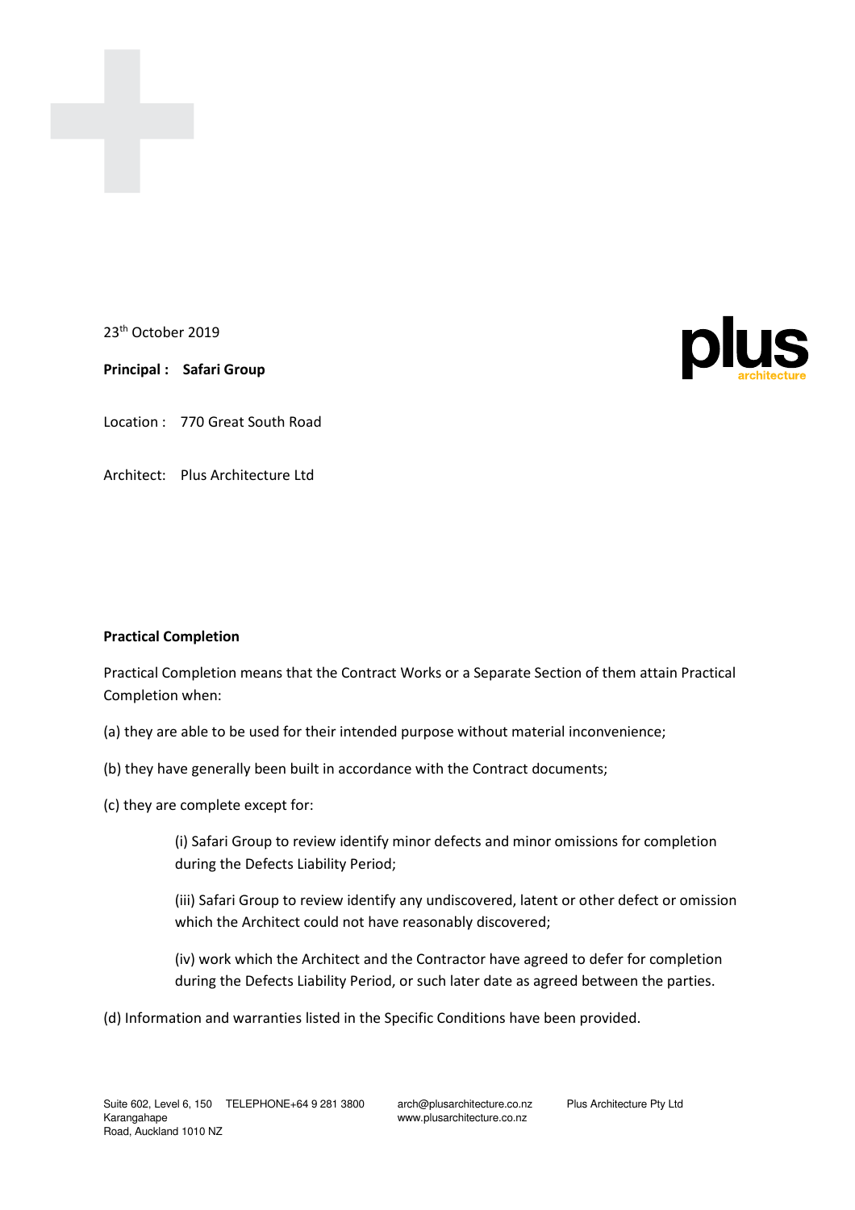23rd October 2019

**Principal : Safari Group**

Location : 770 Great South Road

Architect: Plus Architecture Ltd

**Practical Completion**

Practical Completion means that the Contract Works or a Separate Section of them attain Practical Completion when:

(a) they are able to be used for their intended purpose without material inconvenience;

(b) they have generally been built in accordance with the Contract documents;

(c) they are complete except for:

> (i) Safari Group to review identify minor defects and minor omissions for completion during the Defects Liability Period;
>
> (iii) Safari Group to review identify any undiscovered, latent or other defect or omission which the Architect could not have reasonably discovered;
>
> (iv) work which the Architect and the Contractor have agreed to defer for completion during the Defects Liability Period, or such later date as agreed between the parties.

(d) Information and warranties listed in the Specific Conditions have been provided.

Suite 602, Level 6, 150 Karangahape Road, Auckland 1010 NZ TELEPHONE+64 9 281 3800 arch@plusarchitecture.co.nz www.plusarchitecture.co.nz Plus Architecture Pty Ltd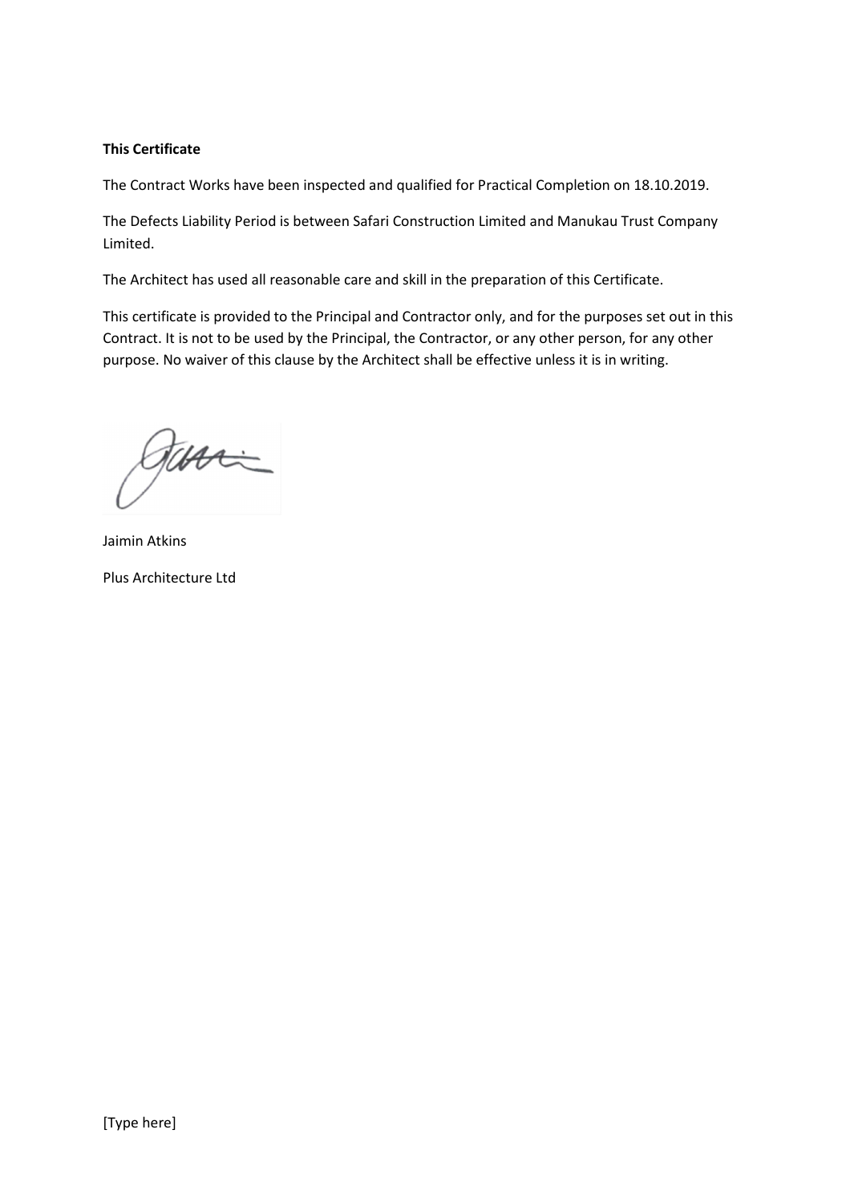**This Certificate**

The Contract Works have been inspected and qualified for Practical Completion on 18.10.2019.

The Defects Liability Period is between Safari Construction Limited and Manukau Trust Company Limited.

The Architect has used all reasonable care and skill in the preparation of this Certificate.

This certificate is provided to the Principal and Contractor only, and for the purposes set out in this Contract. It is not to be used by the Principal, the Contractor, or any other person, for any other purpose. No waiver of this clause by the Architect shall be effective unless it is in writing.

Jaimin Atkins

Plus Architecture Ltd

[Type here]